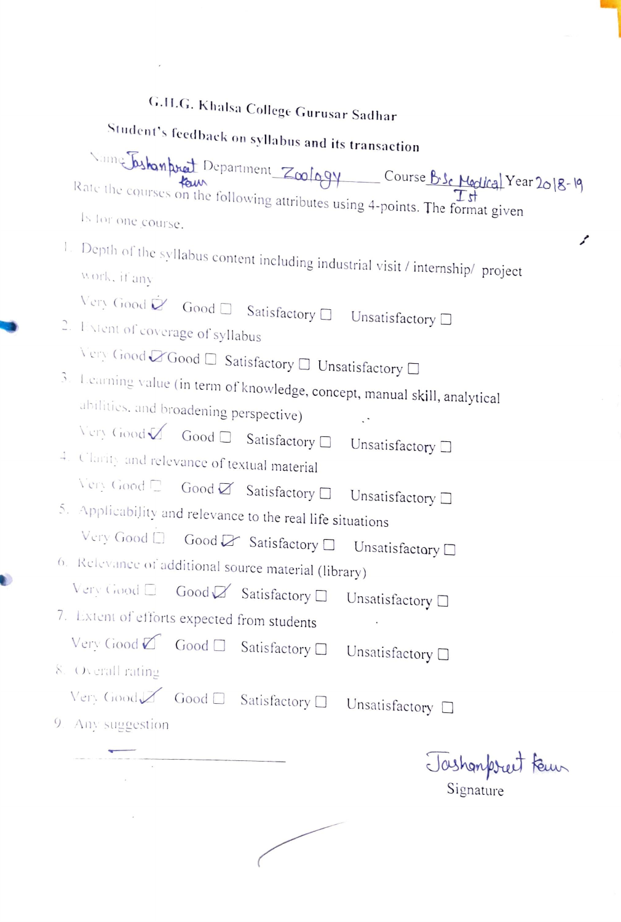# G.H.G. Khalsa College Gurusar Sadhar

## Student's feedback on syllabus and its transaction

Name Jashanpreet Kaur Department Zoology Course B.Sc Medical Ist Year 2018-19

Rate the courses on the following attributes using 4-points. The format given is for one course.

1. Depth of the syllabus content including industrial visit / internship/ project work, if any

   Very Good ☑ Good ☐ Satisfactory ☐ Unsatisfactory ☐

2. Extent of coverage of syllabus

   Very Good ☑ Good ☐ Satisfactory ☐ Unsatisfactory ☐

3. Learning value (in term of knowledge, concept, manual skill, analytical abilities, and broadening perspective)

   Very Good ☑ Good ☐ Satisfactory ☐ Unsatisfactory ☐

4. Clarity and relevance of textual material

   Very Good ☐ Good ☑ Satisfactory ☐ Unsatisfactory ☐

5. Applicability and relevance to the real life situations

   Very Good ☐ Good ☑ Satisfactory ☐ Unsatisfactory ☐

6. Relevance of additional source material (library)

   Very Good ☐ Good ☑ Satisfactory ☐ Unsatisfactory ☐

7. Extent of efforts expected from students

   Very Good ☑ Good ☐ Satisfactory ☐ Unsatisfactory ☐

8. Overall rating

   Very Good ☑ Good ☐ Satisfactory ☐ Unsatisfactory ☐

9. Any suggestion

   —

Jashanpreet Kaur

Signature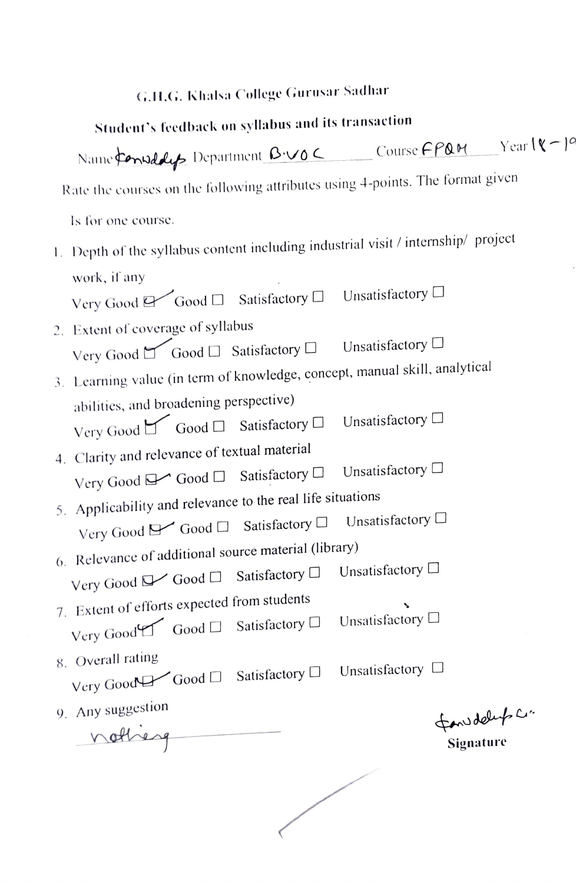# G.H.G. Khalsa College Gurusar Sadhar

## Student's feedback on syllabus and its transaction

Name Karwdeep Department B.VOC Course FPQM Year 18-19

Rate the courses on the following attributes using 4-points. The format given

Is for one course.

1. Depth of the syllabus content including industrial visit / internship/ project work, if any

   Very Good ☑ Good ☐ Satisfactory ☐ Unsatisfactory ☐

2. Extent of coverage of syllabus

   Very Good ☑ Good ☐ Satisfactory ☐ Unsatisfactory ☐

3. Learning value (in term of knowledge, concept, manual skill, analytical abilities, and broadening perspective)

   Very Good ☑ Good ☐ Satisfactory ☐ Unsatisfactory ☐

4. Clarity and relevance of textual material

   Very Good ☑ Good ☐ Satisfactory ☐ Unsatisfactory ☐

5. Applicability and relevance to the real life situations

   Very Good ☑ Good ☐ Satisfactory ☐ Unsatisfactory ☐

6. Relevance of additional source material (library)

   Very Good ☑ Good ☐ Satisfactory ☐ Unsatisfactory ☐

7. Extent of efforts expected from students

   Very Good ☑ Good ☐ Satisfactory ☐ Unsatisfactory ☐

8. Overall rating

   Very Good ☑ Good ☐ Satisfactory ☐ Unsatisfactory ☐

9. Any suggestion

   nothing

Karwdeep
**Signature**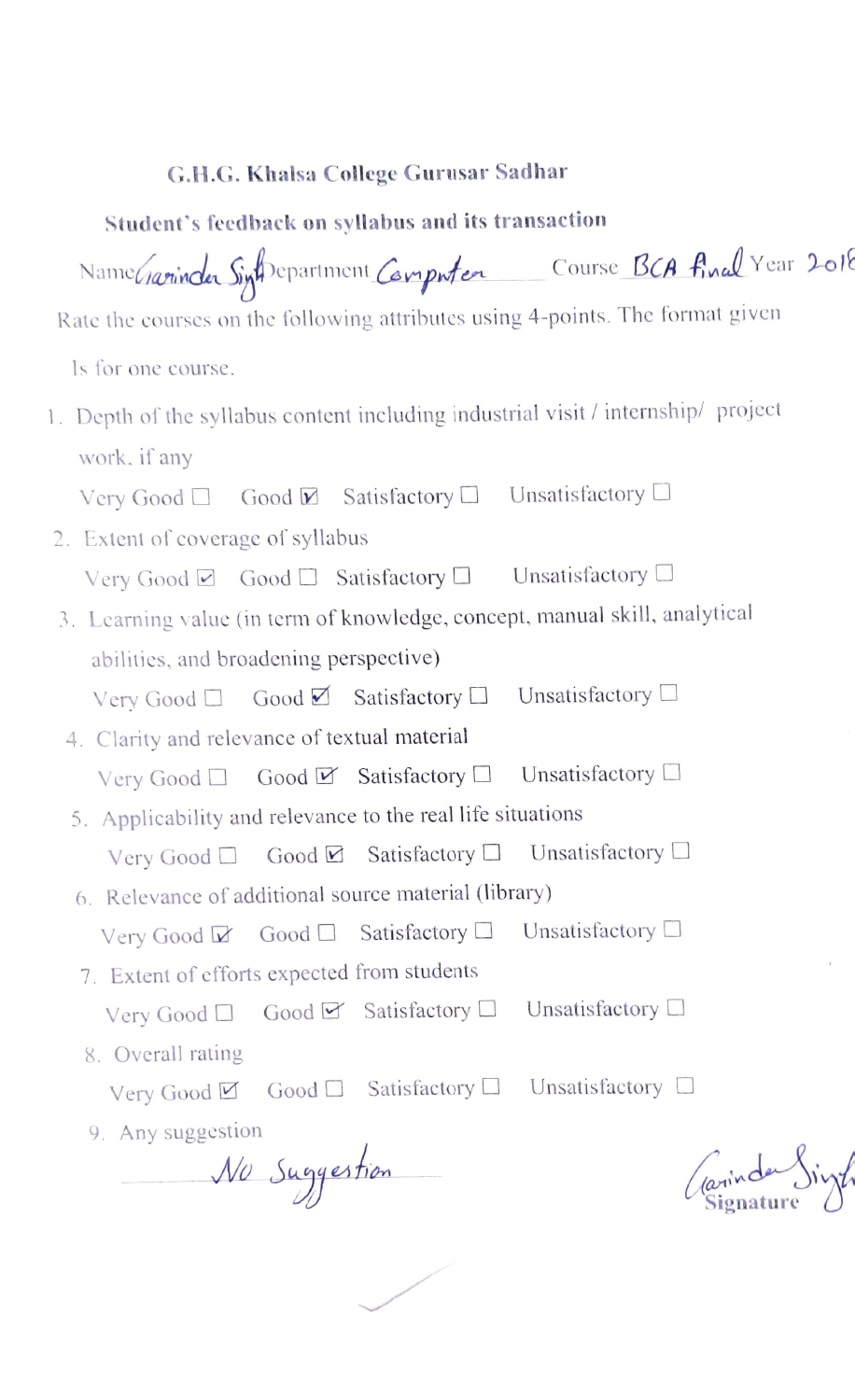**G.H.G. Khalsa College Gurusar Sadhar**

**Student's feedback on syllabus and its transaction**

Name Garinder Singh Department Computer Course BCA Final Year 2018

Rate the courses on the following attributes using 4-points. The format given Is for one course.

1. Depth of the syllabus content including industrial visit / internship/ project work, if any

   Very Good ☐ Good ☑ Satisfactory ☐ Unsatisfactory ☐

2. Extent of coverage of syllabus

   Very Good ☑ Good ☐ Satisfactory ☐ Unsatisfactory ☐

3. Learning value (in term of knowledge, concept, manual skill, analytical abilities, and broadening perspective)

   Very Good ☐ Good ☑ Satisfactory ☐ Unsatisfactory ☐

4. Clarity and relevance of textual material

   Very Good ☐ Good ☑ Satisfactory ☐ Unsatisfactory ☐

5. Applicability and relevance to the real life situations

   Very Good ☐ Good ☑ Satisfactory ☐ Unsatisfactory ☐

6. Relevance of additional source material (library)

   Very Good ☑ Good ☐ Satisfactory ☐ Unsatisfactory ☐

7. Extent of efforts expected from students

   Very Good ☐ Good ☑ Satisfactory ☐ Unsatisfactory ☐

8. Overall rating

   Very Good ☑ Good ☐ Satisfactory ☐ Unsatisfactory ☐

9. Any suggestion

   No Suggestion

Garinder Singh
**Signature**